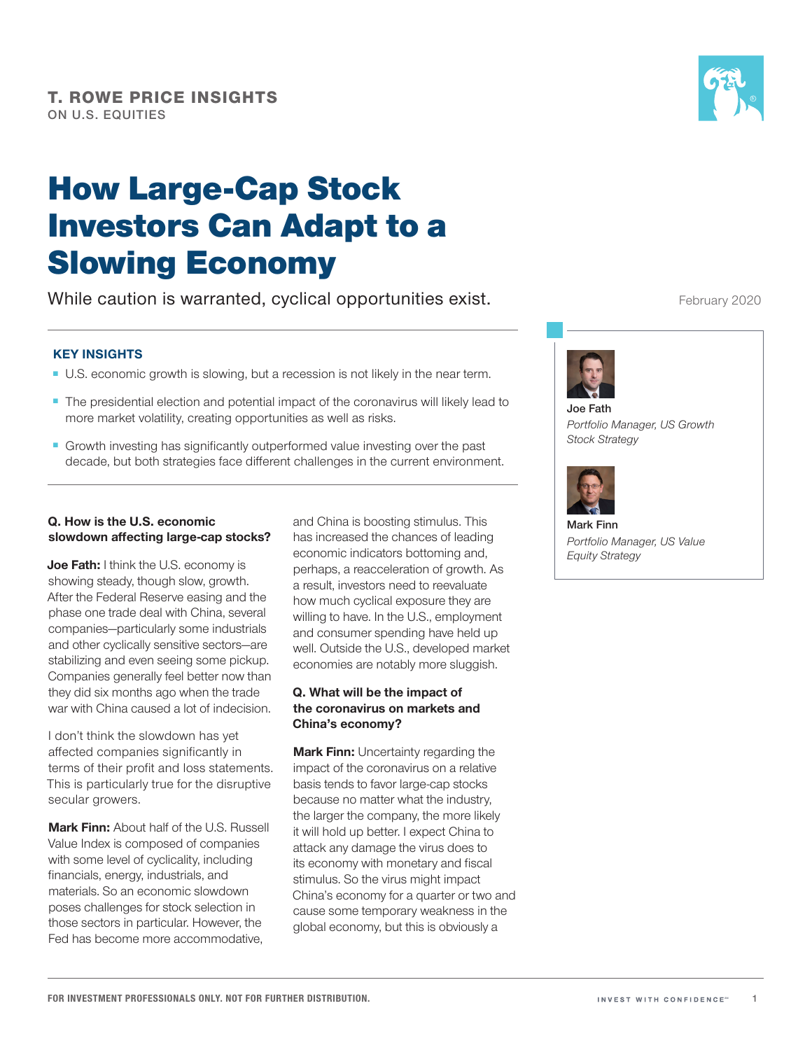T. ROWE PRICE INSIGHTS
ON U.S. EQUITIES

# How Large-Cap Stock Investors Can Adapt to a Slowing Economy

While caution is warranted, cyclical opportunities exist.

February 2020

**Joe Fath**
*Portfolio Manager, US Growth Stock Strategy*

**Mark Finn**
*Portfolio Manager, US Value Equity Strategy*

### KEY INSIGHTS

- U.S. economic growth is slowing, but a recession is not likely in the near term.
- The presidential election and potential impact of the coronavirus will likely lead to more market volatility, creating opportunities as well as risks.
- Growth investing has significantly outperformed value investing over the past decade, but both strategies face different challenges in the current environment.

**Q. How is the U.S. economic slowdown affecting large-cap stocks?**

**Joe Fath:** I think the U.S. economy is showing steady, though slow, growth. After the Federal Reserve easing and the phase one trade deal with China, several companies—particularly some industrials and other cyclically sensitive sectors—are stabilizing and even seeing some pickup. Companies generally feel better now than they did six months ago when the trade war with China caused a lot of indecision.

I don't think the slowdown has yet affected companies significantly in terms of their profit and loss statements. This is particularly true for the disruptive secular growers.

**Mark Finn:** About half of the U.S. Russell Value Index is composed of companies with some level of cyclicality, including financials, energy, industrials, and materials. So an economic slowdown poses challenges for stock selection in those sectors in particular. However, the Fed has become more accommodative, and China is boosting stimulus. This has increased the chances of leading economic indicators bottoming and, perhaps, a reacceleration of growth. As a result, investors need to reevaluate how much cyclical exposure they are willing to have. In the U.S., employment and consumer spending have held up well. Outside the U.S., developed market economies are notably more sluggish.

**Q. What will be the impact of the coronavirus on markets and China's economy?**

**Mark Finn:** Uncertainty regarding the impact of the coronavirus on a relative basis tends to favor large-cap stocks because no matter what the industry, the larger the company, the more likely it will hold up better. I expect China to attack any damage the virus does to its economy with monetary and fiscal stimulus. So the virus might impact China's economy for a quarter or two and cause some temporary weakness in the global economy, but this is obviously a

FOR INVESTMENT PROFESSIONALS ONLY. NOT FOR FURTHER DISTRIBUTION.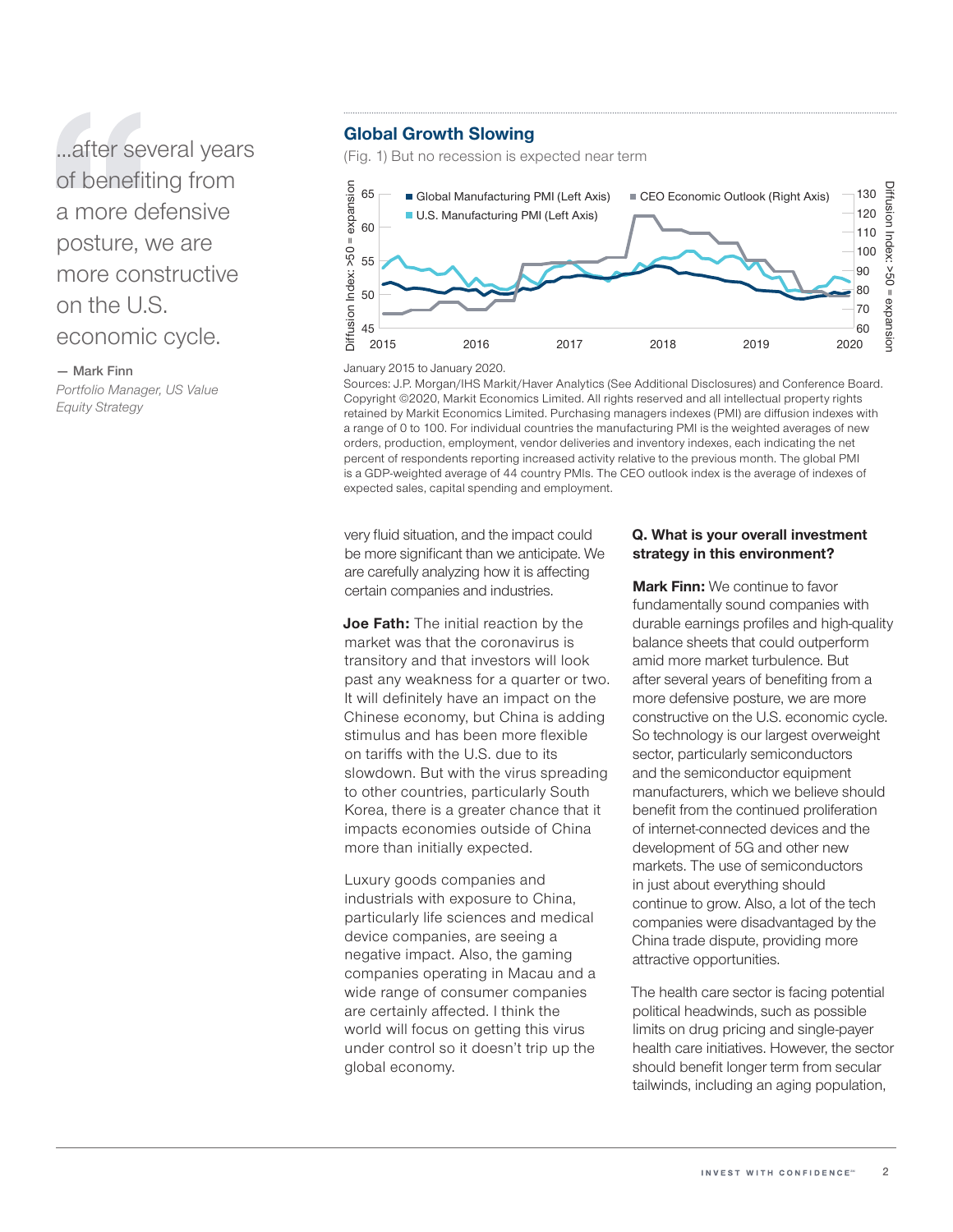> ...after several years of benefiting from a more defensive posture, we are more constructive on the U.S. economic cycle.
>
> — Mark Finn
> *Portfolio Manager, US Value Equity Strategy*

### Global Growth Slowing

(Fig. 1) But no recession is expected near term

January 2015 to January 2020.

Sources: J.P. Morgan/IHS Markit/Haver Analytics (See Additional Disclosures) and Conference Board. Copyright ©2020, Markit Economics Limited. All rights reserved and all intellectual property rights retained by Markit Economics Limited. Purchasing managers indexes (PMI) are diffusion indexes with a range of 0 to 100. For individual countries the manufacturing PMI is the weighted averages of new orders, production, employment, vendor deliveries and inventory indexes, each indicating the net percent of respondents reporting increased activity relative to the previous month. The global PMI is a GDP-weighted average of 44 country PMIs. The CEO outlook index is the average of indexes of expected sales, capital spending and employment.

very fluid situation, and the impact could be more significant than we anticipate. We are carefully analyzing how it is affecting certain companies and industries.

**Joe Fath:** The initial reaction by the market was that the coronavirus is transitory and that investors will look past any weakness for a quarter or two. It will definitely have an impact on the Chinese economy, but China is adding stimulus and has been more flexible on tariffs with the U.S. due to its slowdown. But with the virus spreading to other countries, particularly South Korea, there is a greater chance that it impacts economies outside of China more than initially expected.

Luxury goods companies and industrials with exposure to China, particularly life sciences and medical device companies, are seeing a negative impact. Also, the gaming companies operating in Macau and a wide range of consumer companies are certainly affected. I think the world will focus on getting this virus under control so it doesn't trip up the global economy.

**Q. What is your overall investment strategy in this environment?**

**Mark Finn:** We continue to favor fundamentally sound companies with durable earnings profiles and high-quality balance sheets that could outperform amid more market turbulence. But after several years of benefiting from a more defensive posture, we are more constructive on the U.S. economic cycle. So technology is our largest overweight sector, particularly semiconductors and the semiconductor equipment manufacturers, which we believe should benefit from the continued proliferation of internet-connected devices and the development of 5G and other new markets. The use of semiconductors in just about everything should continue to grow. Also, a lot of the tech companies were disadvantaged by the China trade dispute, providing more attractive opportunities.

The health care sector is facing potential political headwinds, such as possible limits on drug pricing and single-payer health care initiatives. However, the sector should benefit longer term from secular tailwinds, including an aging population,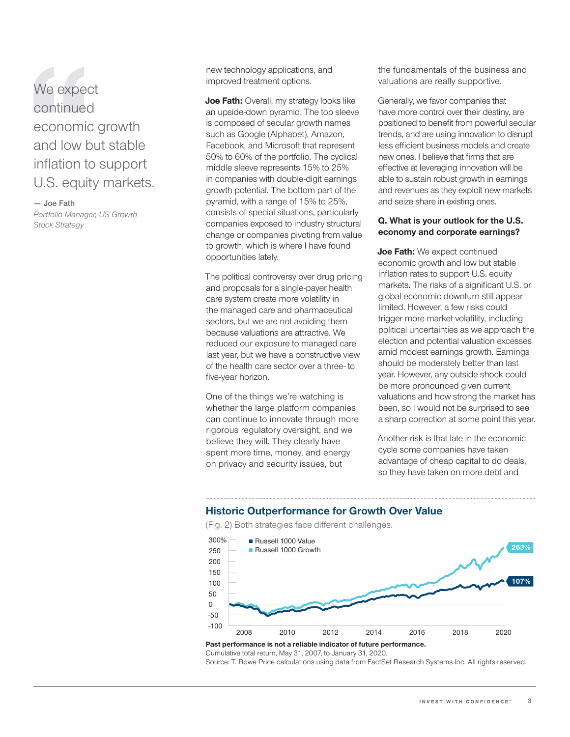> We expect continued economic growth and low but stable inflation to support U.S. equity markets.
>
> — Joe Fath
> *Portfolio Manager, US Growth Stock Strategy*

new technology applications, and improved treatment options.

**Joe Fath:** Overall, my strategy looks like an upside-down pyramid. The top sleeve is composed of secular growth names such as Google (Alphabet), Amazon, Facebook, and Microsoft that represent 50% to 60% of the portfolio. The cyclical middle sleeve represents 15% to 25% in companies with double-digit earnings growth potential. The bottom part of the pyramid, with a range of 15% to 25%, consists of special situations, particularly companies exposed to industry structural change or companies pivoting from value to growth, which is where I have found opportunities lately.

The political controversy over drug pricing and proposals for a single-payer health care system create more volatility in the managed care and pharmaceutical sectors, but we are not avoiding them because valuations are attractive. We reduced our exposure to managed care last year, but we have a constructive view of the health care sector over a three- to five-year horizon.

One of the things we're watching is whether the large platform companies can continue to innovate through more rigorous regulatory oversight, and we believe they will. They clearly have spent more time, money, and energy on privacy and security issues, but the fundamentals of the business and valuations are really supportive.

Generally, we favor companies that have more control over their destiny, are positioned to benefit from powerful secular trends, and are using innovation to disrupt less efficient business models and create new ones. I believe that firms that are effective at leveraging innovation will be able to sustain robust growth in earnings and revenues as they exploit new markets and seize share in existing ones.

**Q. What is your outlook for the U.S. economy and corporate earnings?**

**Joe Fath:** We expect continued economic growth and low but stable inflation rates to support U.S. equity markets. The risks of a significant U.S. or global economic downturn still appear limited. However, a few risks could trigger more market volatility, including political uncertainties as we approach the election and potential valuation excesses amid modest earnings growth. Earnings should be moderately better than last year. However, any outside shock could be more pronounced given current valuations and how strong the market has been, so I would not be surprised to see a sharp correction at some point this year.

Another risk is that late in the economic cycle some companies have taken advantage of cheap capital to do deals, so they have taken on more debt and

## Historic Outperformance for Growth Over Value

(Fig. 2) Both strategies face different challenges.

Russell 1000 Value: 107%
Russell 1000 Growth: 263%

**Past performance is not a reliable indicator of future performance.**
Cumulative total return, May 31, 2007, to January 31, 2020.
Source: T. Rowe Price calculations using data from FactSet Research Systems Inc. All rights reserved.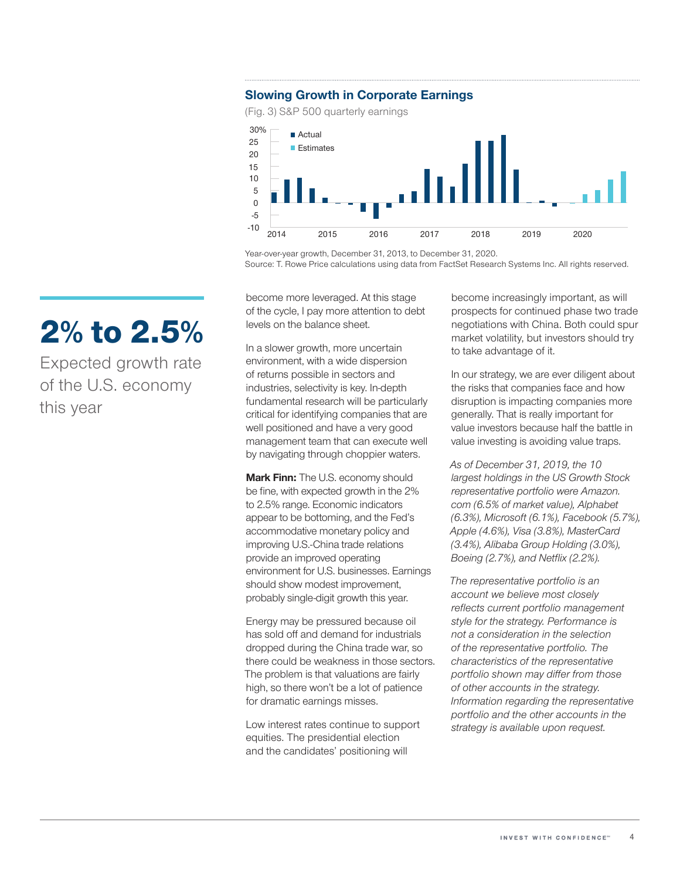### Slowing Growth in Corporate Earnings

(Fig. 3) S&P 500 quarterly earnings

Year-over-year growth, December 31, 2013, to December 31, 2020.
Source: T. Rowe Price calculations using data from FactSet Research Systems Inc. All rights reserved.

# 2% to 2.5%

Expected growth rate of the U.S. economy this year

become more leveraged. At this stage of the cycle, I pay more attention to debt levels on the balance sheet.

In a slower growth, more uncertain environment, with a wide dispersion of returns possible in sectors and industries, selectivity is key. In-depth fundamental research will be particularly critical for identifying companies that are well positioned and have a very good management team that can execute well by navigating through choppier waters.

**Mark Finn:** The U.S. economy should be fine, with expected growth in the 2% to 2.5% range. Economic indicators appear to be bottoming, and the Fed's accommodative monetary policy and improving U.S.-China trade relations provide an improved operating environment for U.S. businesses. Earnings should show modest improvement, probably single-digit growth this year.

Energy may be pressured because oil has sold off and demand for industrials dropped during the China trade war, so there could be weakness in those sectors. The problem is that valuations are fairly high, so there won't be a lot of patience for dramatic earnings misses.

Low interest rates continue to support equities. The presidential election and the candidates' positioning will become increasingly important, as will prospects for continued phase two trade negotiations with China. Both could spur market volatility, but investors should try to take advantage of it.

In our strategy, we are ever diligent about the risks that companies face and how disruption is impacting companies more generally. That is really important for value investors because half the battle in value investing is avoiding value traps.

*As of December 31, 2019, the 10 largest holdings in the US Growth Stock representative portfolio were Amazon.com (6.5% of market value), Alphabet (6.3%), Microsoft (6.1%), Facebook (5.7%), Apple (4.6%), Visa (3.8%), MasterCard (3.4%), Alibaba Group Holding (3.0%), Boeing (2.7%), and Netflix (2.2%).*

*The representative portfolio is an account we believe most closely reflects current portfolio management style for the strategy. Performance is not a consideration in the selection of the representative portfolio. The characteristics of the representative portfolio shown may differ from those of other accounts in the strategy. Information regarding the representative portfolio and the other accounts in the strategy is available upon request.*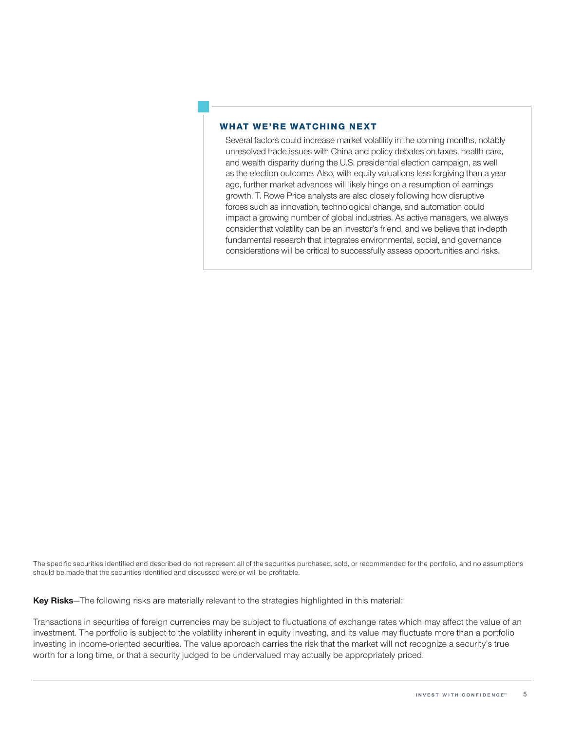### WHAT WE'RE WATCHING NEXT

Several factors could increase market volatility in the coming months, notably unresolved trade issues with China and policy debates on taxes, health care, and wealth disparity during the U.S. presidential election campaign, as well as the election outcome. Also, with equity valuations less forgiving than a year ago, further market advances will likely hinge on a resumption of earnings growth. T. Rowe Price analysts are also closely following how disruptive forces such as innovation, technological change, and automation could impact a growing number of global industries. As active managers, we always consider that volatility can be an investor's friend, and we believe that in-depth fundamental research that integrates environmental, social, and governance considerations will be critical to successfully assess opportunities and risks.

The specific securities identified and described do not represent all of the securities purchased, sold, or recommended for the portfolio, and no assumptions should be made that the securities identified and discussed were or will be profitable.

**Key Risks**—The following risks are materially relevant to the strategies highlighted in this material:

Transactions in securities of foreign currencies may be subject to fluctuations of exchange rates which may affect the value of an investment. The portfolio is subject to the volatility inherent in equity investing, and its value may fluctuate more than a portfolio investing in income-oriented securities. The value approach carries the risk that the market will not recognize a security's true worth for a long time, or that a security judged to be undervalued may actually be appropriately priced.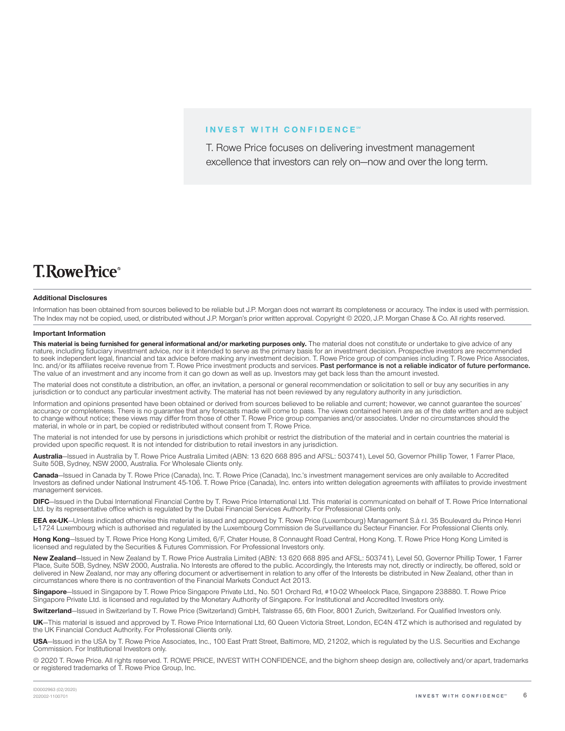**INVEST WITH CONFIDENCE℠**

T. Rowe Price focuses on delivering investment management excellence that investors can rely on—now and over the long term.

T.RowePrice®

**Additional Disclosures**

Information has been obtained from sources believed to be reliable but J.P. Morgan does not warrant its completeness or accuracy. The index is used with permission. The Index may not be copied, used, or distributed without J.P. Morgan's prior written approval. Copyright © 2020, J.P. Morgan Chase & Co. All rights reserved.

**Important Information**

**This material is being furnished for general informational and/or marketing purposes only.** The material does not constitute or undertake to give advice of any nature, including fiduciary investment advice, nor is it intended to serve as the primary basis for an investment decision. Prospective investors are recommended to seek independent legal, financial and tax advice before making any investment decision. T. Rowe Price group of companies including T. Rowe Price Associates, Inc. and/or its affiliates receive revenue from T. Rowe Price investment products and services. **Past performance is not a reliable indicator of future performance.** The value of an investment and any income from it can go down as well as up. Investors may get back less than the amount invested.

The material does not constitute a distribution, an offer, an invitation, a personal or general recommendation or solicitation to sell or buy any securities in any jurisdiction or to conduct any particular investment activity. The material has not been reviewed by any regulatory authority in any jurisdiction.

Information and opinions presented have been obtained or derived from sources believed to be reliable and current; however, we cannot guarantee the sources' accuracy or completeness. There is no guarantee that any forecasts made will come to pass. The views contained herein are as of the date written and are subject to change without notice; these views may differ from those of other T. Rowe Price group companies and/or associates. Under no circumstances should the material, in whole or in part, be copied or redistributed without consent from T. Rowe Price.

The material is not intended for use by persons in jurisdictions which prohibit or restrict the distribution of the material and in certain countries the material is provided upon specific request. It is not intended for distribution to retail investors in any jurisdiction.

**Australia**—Issued in Australia by T. Rowe Price Australia Limited (ABN: 13 620 668 895 and AFSL: 503741), Level 50, Governor Phillip Tower, 1 Farrer Place, Suite 50B, Sydney, NSW 2000, Australia. For Wholesale Clients only.

**Canada**—Issued in Canada by T. Rowe Price (Canada), Inc. T. Rowe Price (Canada), Inc.'s investment management services are only available to Accredited Investors as defined under National Instrument 45-106. T. Rowe Price (Canada), Inc. enters into written delegation agreements with affiliates to provide investment management services.

**DIFC**—Issued in the Dubai International Financial Centre by T. Rowe Price International Ltd. This material is communicated on behalf of T. Rowe Price International Ltd. by its representative office which is regulated by the Dubai Financial Services Authority. For Professional Clients only.

**EEA ex-UK**—Unless indicated otherwise this material is issued and approved by T. Rowe Price (Luxembourg) Management S.à r.l. 35 Boulevard du Prince Henri L-1724 Luxembourg which is authorised and regulated by the Luxembourg Commission de Surveillance du Secteur Financier. For Professional Clients only.

**Hong Kong**—Issued by T. Rowe Price Hong Kong Limited, 6/F, Chater House, 8 Connaught Road Central, Hong Kong. T. Rowe Price Hong Kong Limited is licensed and regulated by the Securities & Futures Commission. For Professional Investors only.

**New Zealand**—Issued in New Zealand by T. Rowe Price Australia Limited (ABN: 13 620 668 895 and AFSL: 503741), Level 50, Governor Phillip Tower, 1 Farrer Place, Suite 50B, Sydney, NSW 2000, Australia. No Interests are offered to the public. Accordingly, the Interests may not, directly or indirectly, be offered, sold or delivered in New Zealand, nor may any offering document or advertisement in relation to any offer of the Interests be distributed in New Zealand, other than in circumstances where there is no contravention of the Financial Markets Conduct Act 2013.

**Singapore**—Issued in Singapore by T. Rowe Price Singapore Private Ltd., No. 501 Orchard Rd, #10-02 Wheelock Place, Singapore 238880. T. Rowe Price Singapore Private Ltd. is licensed and regulated by the Monetary Authority of Singapore. For Institutional and Accredited Investors only.

**Switzerland**—Issued in Switzerland by T. Rowe Price (Switzerland) GmbH, Talstrasse 65, 6th Floor, 8001 Zurich, Switzerland. For Qualified Investors only.

**UK**—This material is issued and approved by T. Rowe Price International Ltd, 60 Queen Victoria Street, London, EC4N 4TZ which is authorised and regulated by the UK Financial Conduct Authority. For Professional Clients only.

**USA**—Issued in the USA by T. Rowe Price Associates, Inc., 100 East Pratt Street, Baltimore, MD, 21202, which is regulated by the U.S. Securities and Exchange Commission. For Institutional Investors only.

© 2020 T. Rowe Price. All rights reserved. T. ROWE PRICE, INVEST WITH CONFIDENCE, and the bighorn sheep design are, collectively and/or apart, trademarks or registered trademarks of T. Rowe Price Group, Inc.

ID0002963 (02/2020)
202002-1100701